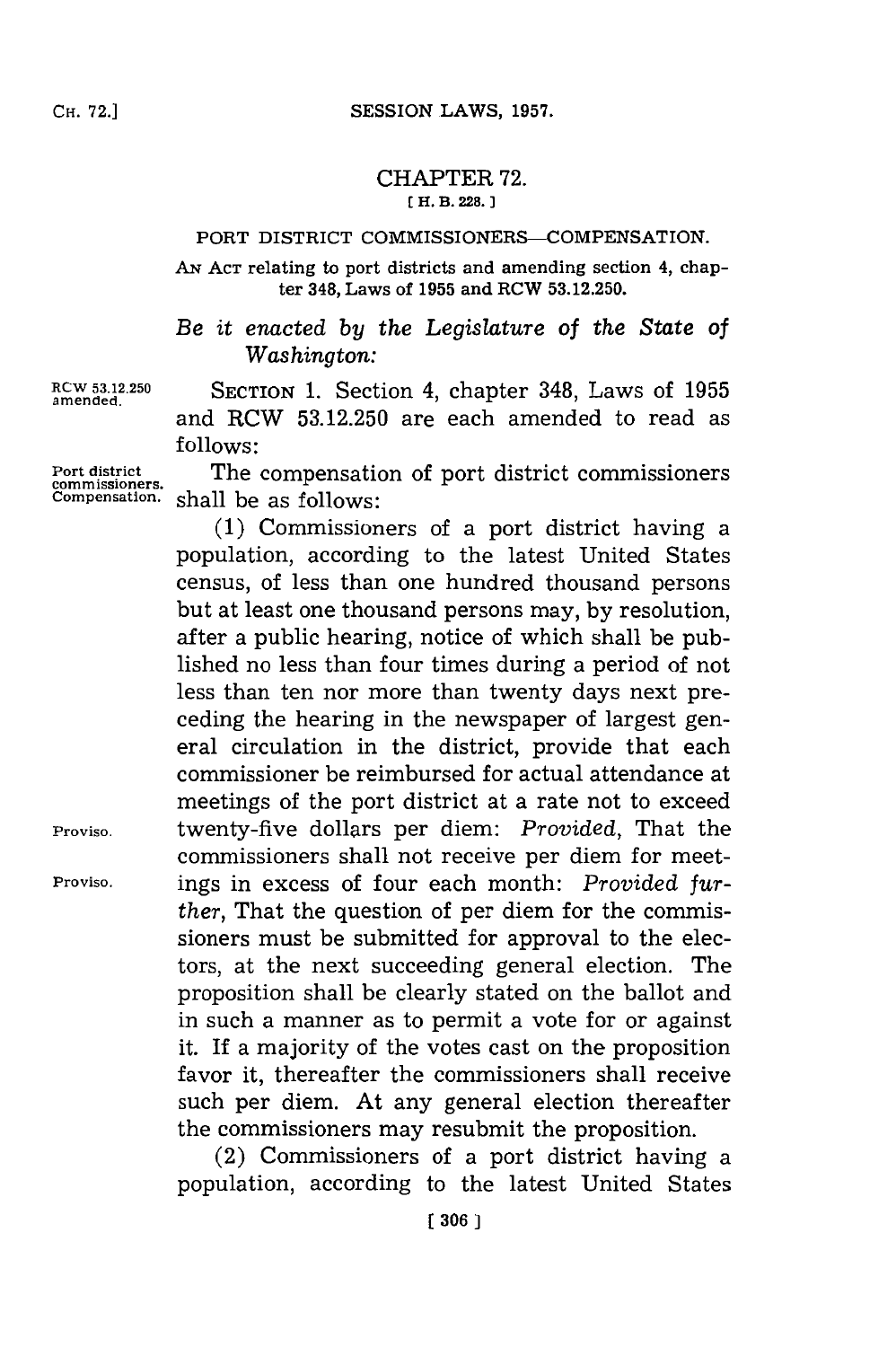# CHAPTER 72.

[ H. B. 228. ]

## PORT DISTRICT COMMISSIONERS—COMPENSATION.

AN ACT relating to port districts and amending section 4, chapter 348, Laws of 1955 and RCW 53.12.250.

*Be it enacted by the Legislature of the State of Washington:*

RCW 53.12.250 amended.

SECTION 1. Section 4, chapter 348, Laws of 1955 and RCW 53.12.250 are each amended to read as follows:

Port district commissioners. Compensation.

The compensation of port district commissioners shall be as follows:

(1) Commissioners of a port district having a population, according to the latest United States census, of less than one hundred thousand persons but at least one thousand persons may, by resolution, after a public hearing, notice of which shall be published no less than four times during a period of not less than ten nor more than twenty days next preceding the hearing in the newspaper of largest general circulation in the district, provide that each commissioner be reimbursed for actual attendance at meetings of the port district at a rate not to exceed twenty-five dollars per diem: *Provided*, That the commissioners shall not receive per diem for meetings in excess of four each month: *Provided further*, That the question of per diem for the commissioners must be submitted for approval to the electors, at the next succeeding general election. The proposition shall be clearly stated on the ballot and in such a manner as to permit a vote for or against it. If a majority of the votes cast on the proposition favor it, thereafter the commissioners shall receive such per diem. At any general election thereafter the commissioners may resubmit the proposition.

Proviso.

Proviso.

(2) Commissioners of a port district having a population, according to the latest United States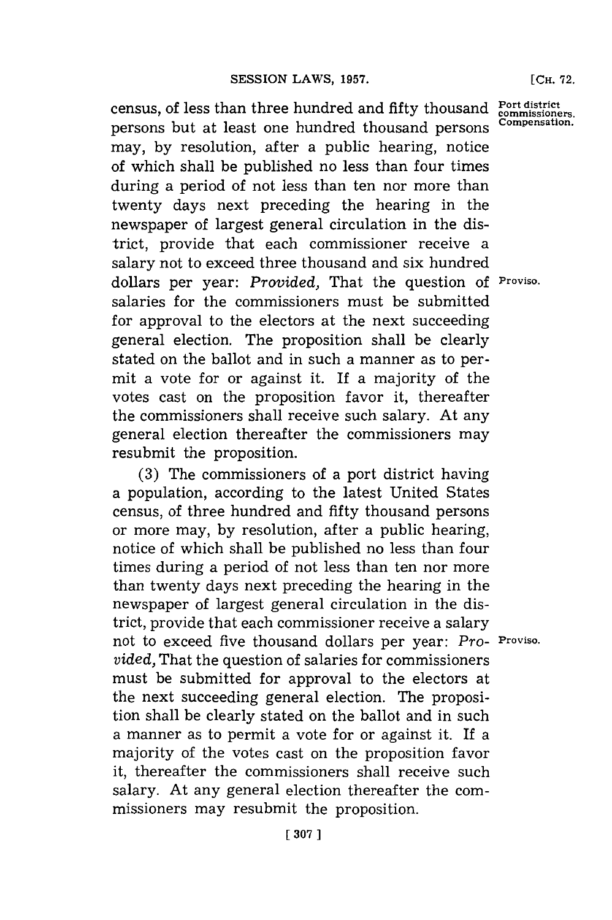census, of less than three hundred and fifty thousand persons but at least one hundred thousand persons may, by resolution, after a public hearing, notice of which shall be published no less than four times during a period of not less than ten nor more than twenty days next preceding the hearing in the newspaper of largest general circulation in the district, provide that each commissioner receive a salary not to exceed three thousand and six hundred dollars per year: *Provided,* That the question of salaries for the commissioners must be submitted for approval to the electors at the next succeeding general election. The proposition shall be clearly stated on the ballot and in such a manner as to permit a vote for or against it. If a majority of the votes cast on the proposition favor it, thereafter the commissioners shall receive such salary. At any general election thereafter the commissioners may resubmit the proposition.

Port district commissioners. Compensation.

Proviso.

(3) The commissioners of a port district having a population, according to the latest United States census, of three hundred and fifty thousand persons or more may, by resolution, after a public hearing, notice of which shall be published no less than four times during a period of not less than ten nor more than twenty days next preceding the hearing in the newspaper of largest general circulation in the district, provide that each commissioner receive a salary not to exceed five thousand dollars per year: *Provided,* That the question of salaries for commissioners must be submitted for approval to the electors at the next succeeding general election. The proposition shall be clearly stated on the ballot and in such a manner as to permit a vote for or against it. If a majority of the votes cast on the proposition favor it, thereafter the commissioners shall receive such salary. At any general election thereafter the commissioners may resubmit the proposition.

Proviso.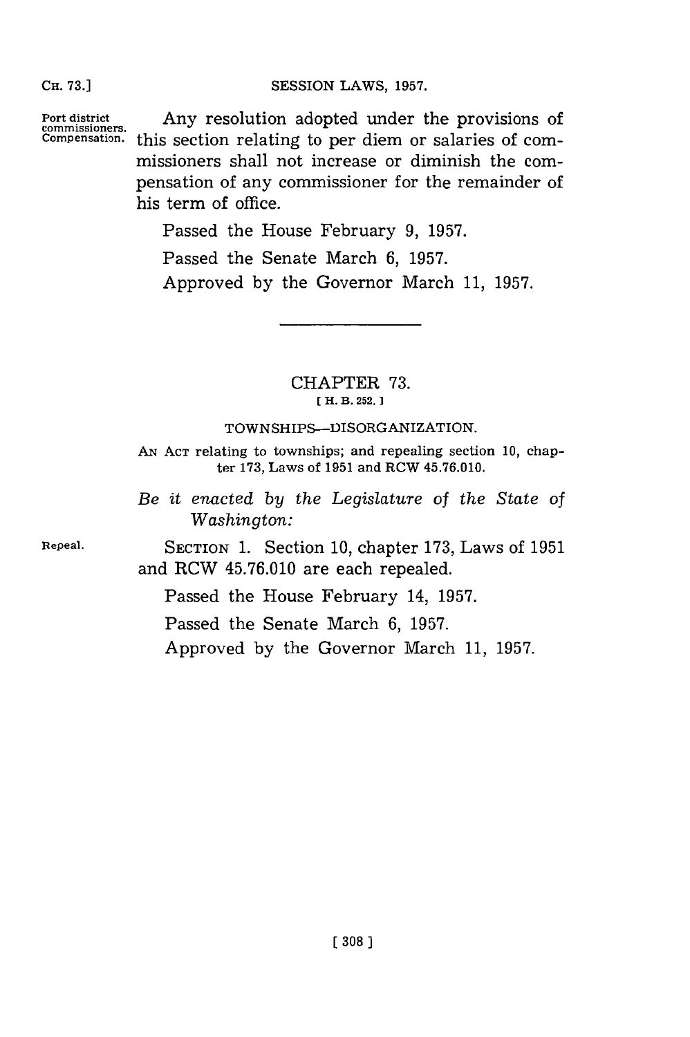Port district commissioners. Compensation.

Any resolution adopted under the provisions of this section relating to per diem or salaries of commissioners shall not increase or diminish the compensation of any commissioner for the remainder of his term of office.

Passed the House February 9, 1957.

Passed the Senate March 6, 1957.

Approved by the Governor March 11, 1957.

---

## CHAPTER 73.

[ H. B. 252. ]

### TOWNSHIPS—DISORGANIZATION.

AN ACT relating to townships; and repealing section 10, chapter 173, Laws of 1951 and RCW 45.76.010.

*Be it enacted by the Legislature of the State of Washington:*

Repeal.

SECTION 1. Section 10, chapter 173, Laws of 1951 and RCW 45.76.010 are each repealed.

Passed the House February 14, 1957.

Passed the Senate March 6, 1957.

Approved by the Governor March 11, 1957.